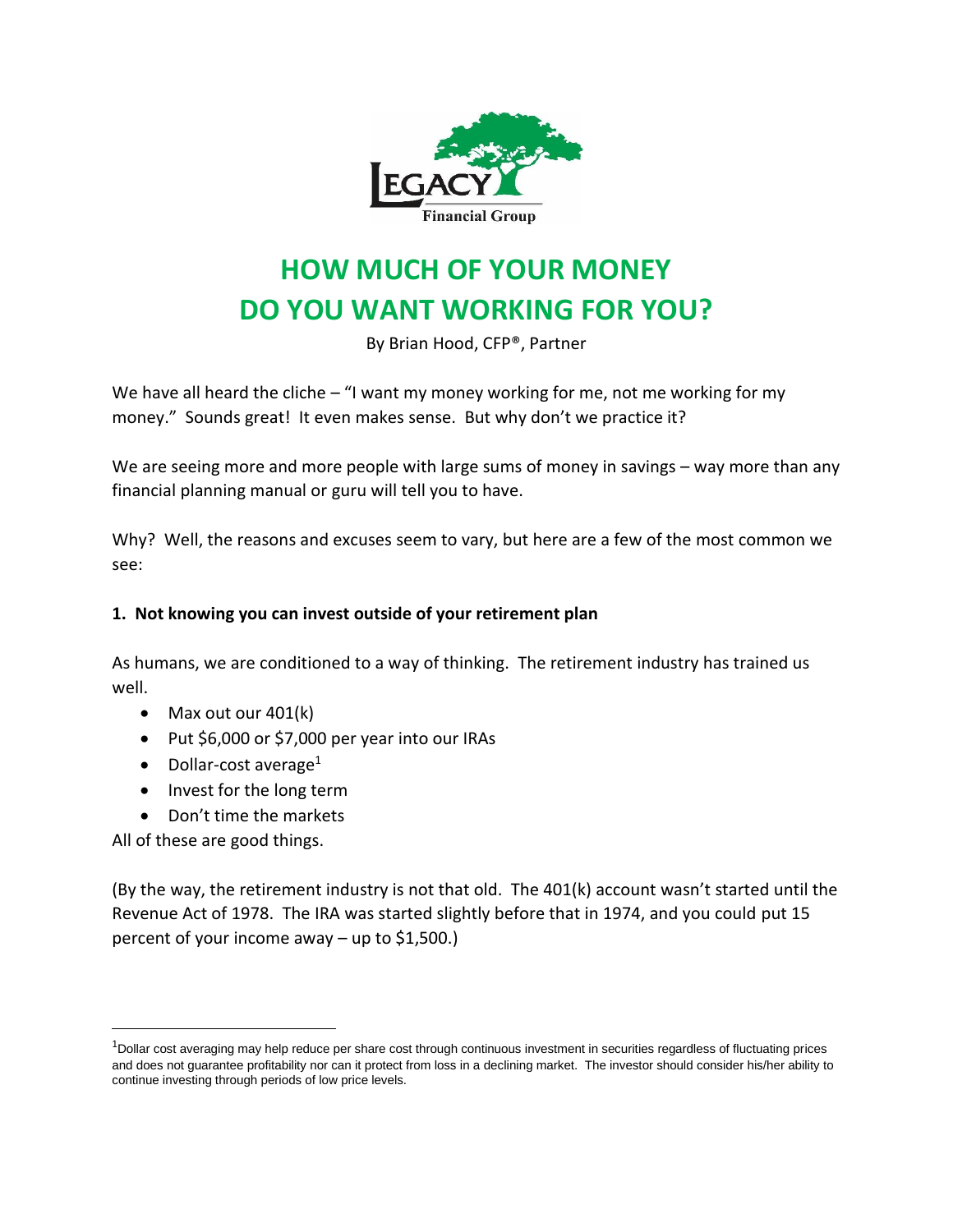# HOW MUCH OF YOUR MONEY DO YOU WANT WORKING FOR YOU?

By Brian Hood, CFP®, Partner

We have all heard the cliche – "I want my money working for me, not me working for my money." Sounds great! It even makes sense. But why don't we practice it?

We are seeing more and more people with large sums of money in savings – way more than any financial planning manual or guru will tell you to have.

Why? Well, the reasons and excuses seem to vary, but here are a few of the most common we see:

**1. Not knowing you can invest outside of your retirement plan**

As humans, we are conditioned to a way of thinking. The retirement industry has trained us well.

- Max out our 401(k)
- Put $6,000 or $7,000 per year into our IRAs
- Dollar-cost average[1]
- Invest for the long term
- Don't time the markets

All of these are good things.

(By the way, the retirement industry is not that old. The 401(k) account wasn't started until the Revenue Act of 1978. The IRA was started slightly before that in 1974, and you could put 15 percent of your income away – up to $1,500.)

---

[1]Dollar cost averaging may help reduce per share cost through continuous investment in securities regardless of fluctuating prices and does not guarantee profitability nor can it protect from loss in a declining market. The investor should consider his/her ability to continue investing through periods of low price levels.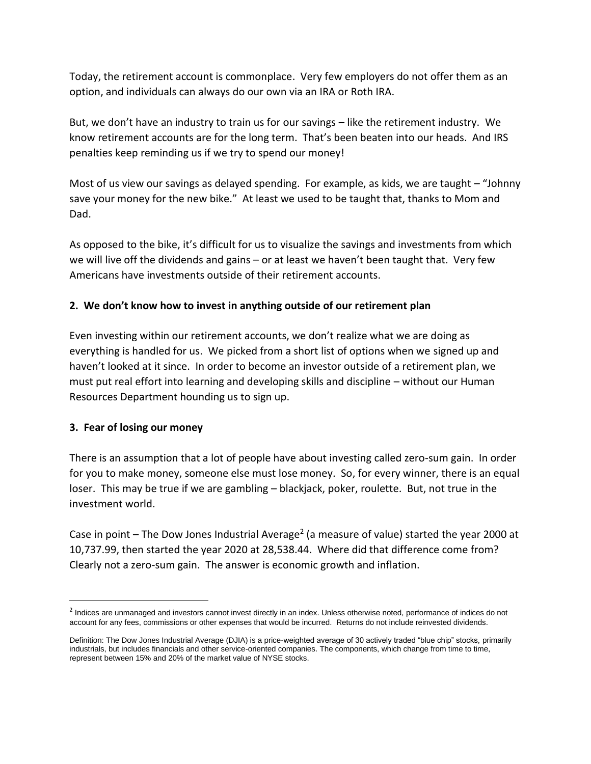Today, the retirement account is commonplace. Very few employers do not offer them as an option, and individuals can always do our own via an IRA or Roth IRA.

But, we don't have an industry to train us for our savings – like the retirement industry. We know retirement accounts are for the long term. That's been beaten into our heads. And IRS penalties keep reminding us if we try to spend our money!

Most of us view our savings as delayed spending. For example, as kids, we are taught – "Johnny save your money for the new bike." At least we used to be taught that, thanks to Mom and Dad.

As opposed to the bike, it's difficult for us to visualize the savings and investments from which we will live off the dividends and gains – or at least we haven't been taught that. Very few Americans have investments outside of their retirement accounts.

**2. We don't know how to invest in anything outside of our retirement plan**

Even investing within our retirement accounts, we don't realize what we are doing as everything is handled for us. We picked from a short list of options when we signed up and haven't looked at it since. In order to become an investor outside of a retirement plan, we must put real effort into learning and developing skills and discipline – without our Human Resources Department hounding us to sign up.

**3. Fear of losing our money**

There is an assumption that a lot of people have about investing called zero-sum gain. In order for you to make money, someone else must lose money. So, for every winner, there is an equal loser. This may be true if we are gambling – blackjack, poker, roulette. But, not true in the investment world.

Case in point – The Dow Jones Industrial Average[2] (a measure of value) started the year 2000 at 10,737.99, then started the year 2020 at 28,538.44. Where did that difference come from? Clearly not a zero-sum gain. The answer is economic growth and inflation.

---

[2] Indices are unmanaged and investors cannot invest directly in an index. Unless otherwise noted, performance of indices do not account for any fees, commissions or other expenses that would be incurred. Returns do not include reinvested dividends.

Definition: The Dow Jones Industrial Average (DJIA) is a price-weighted average of 30 actively traded "blue chip" stocks, primarily industrials, but includes financials and other service-oriented companies. The components, which change from time to time, represent between 15% and 20% of the market value of NYSE stocks.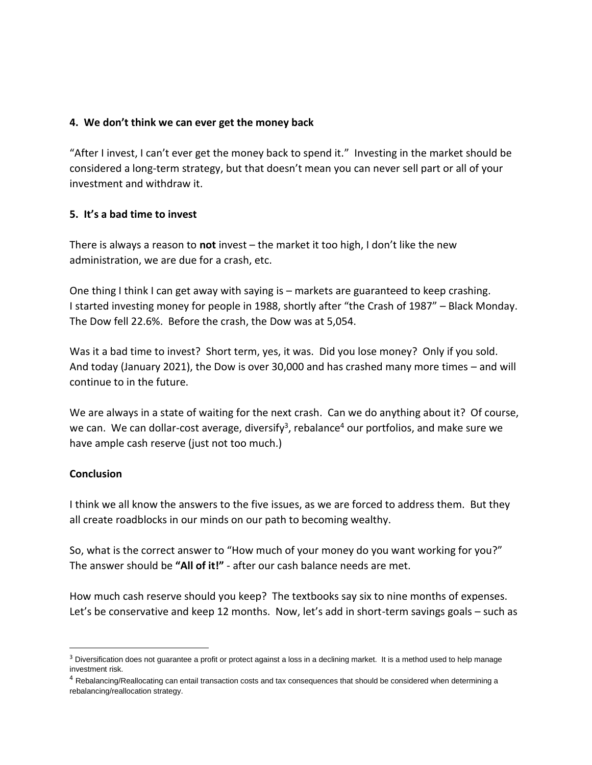**4. We don't think we can ever get the money back**

"After I invest, I can't ever get the money back to spend it." Investing in the market should be considered a long-term strategy, but that doesn't mean you can never sell part or all of your investment and withdraw it.

**5. It's a bad time to invest**

There is always a reason to **not** invest – the market it too high, I don't like the new administration, we are due for a crash, etc.

One thing I think I can get away with saying is – markets are guaranteed to keep crashing. I started investing money for people in 1988, shortly after "the Crash of 1987" – Black Monday. The Dow fell 22.6%. Before the crash, the Dow was at 5,054.

Was it a bad time to invest? Short term, yes, it was. Did you lose money? Only if you sold. And today (January 2021), the Dow is over 30,000 and has crashed many more times – and will continue to in the future.

We are always in a state of waiting for the next crash. Can we do anything about it? Of course, we can. We can dollar-cost average, diversify[3], rebalance[4] our portfolios, and make sure we have ample cash reserve (just not too much.)

**Conclusion**

I think we all know the answers to the five issues, as we are forced to address them. But they all create roadblocks in our minds on our path to becoming wealthy.

So, what is the correct answer to "How much of your money do you want working for you?" The answer should be **"All of it!"** - after our cash balance needs are met.

How much cash reserve should you keep? The textbooks say six to nine months of expenses. Let's be conservative and keep 12 months. Now, let's add in short-term savings goals – such as

---

[3] Diversification does not guarantee a profit or protect against a loss in a declining market. It is a method used to help manage investment risk.

[4] Rebalancing/Reallocating can entail transaction costs and tax consequences that should be considered when determining a rebalancing/reallocation strategy.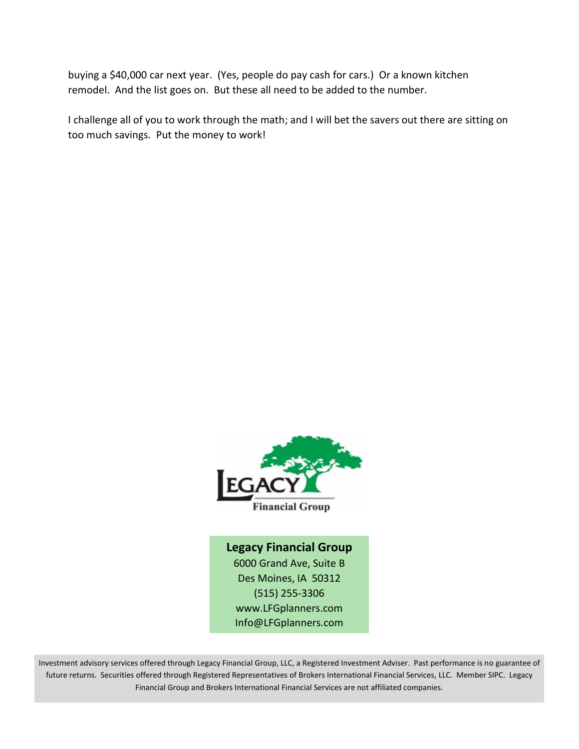buying a $40,000 car next year. (Yes, people do pay cash for cars.) Or a known kitchen remodel. And the list goes on. But these all need to be added to the number.

I challenge all of you to work through the math; and I will bet the savers out there are sitting on too much savings. Put the money to work!

LEGACY
Financial Group

**Legacy Financial Group**
6000 Grand Ave, Suite B
Des Moines, IA 50312
(515) 255-3306
www.LFGplanners.com
Info@LFGplanners.com

Investment advisory services offered through Legacy Financial Group, LLC, a Registered Investment Adviser. Past performance is no guarantee of future returns. Securities offered through Registered Representatives of Brokers International Financial Services, LLC. Member SIPC. Legacy Financial Group and Brokers International Financial Services are not affiliated companies.